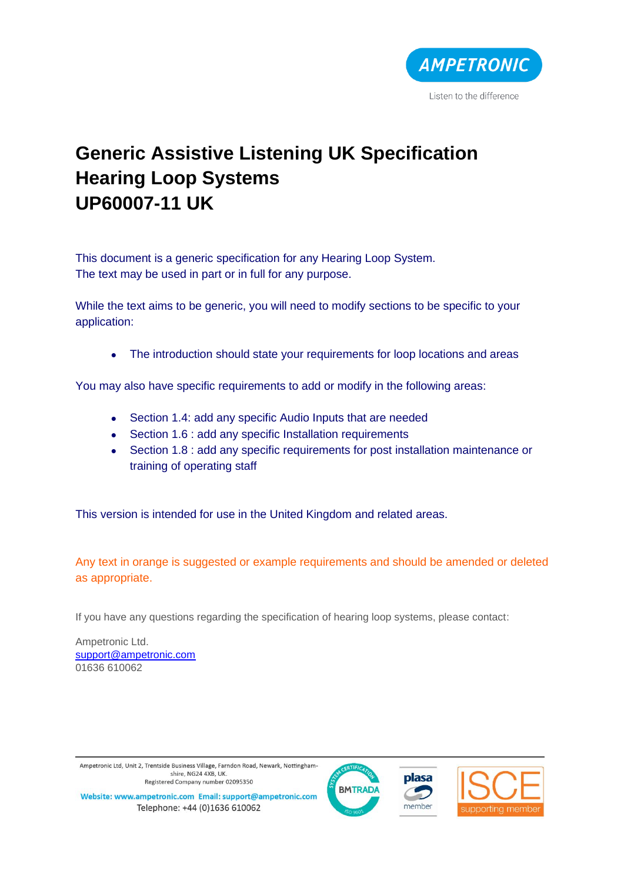AMPETRONIC

Listen to the difference

# Generic Assistive Listening UK Specification
# Hearing Loop Systems
# UP60007-11 UK

This document is a generic specification for any Hearing Loop System.
The text may be used in part or in full for any purpose.

While the text aims to be generic, you will need to modify sections to be specific to your application:

- The introduction should state your requirements for loop locations and areas

You may also have specific requirements to add or modify in the following areas:

- Section 1.4: add any specific Audio Inputs that are needed
- Section 1.6 : add any specific Installation requirements
- Section 1.8 : add any specific requirements for post installation maintenance or training of operating staff

This version is intended for use in the United Kingdom and related areas.

Any text in orange is suggested or example requirements and should be amended or deleted as appropriate.

If you have any questions regarding the specification of hearing loop systems, please contact:

Ampetronic Ltd.
support@ampetronic.com
01636 610062

Ampetronic Ltd, Unit 2, Trentside Business Village, Farndon Road, Newark, Nottinghamshire, NG24 4XB, UK.
Registered Company number 02095350

Website: www.ampetronic.com Email: support@ampetronic.com
Telephone: +44 (0)1636 610062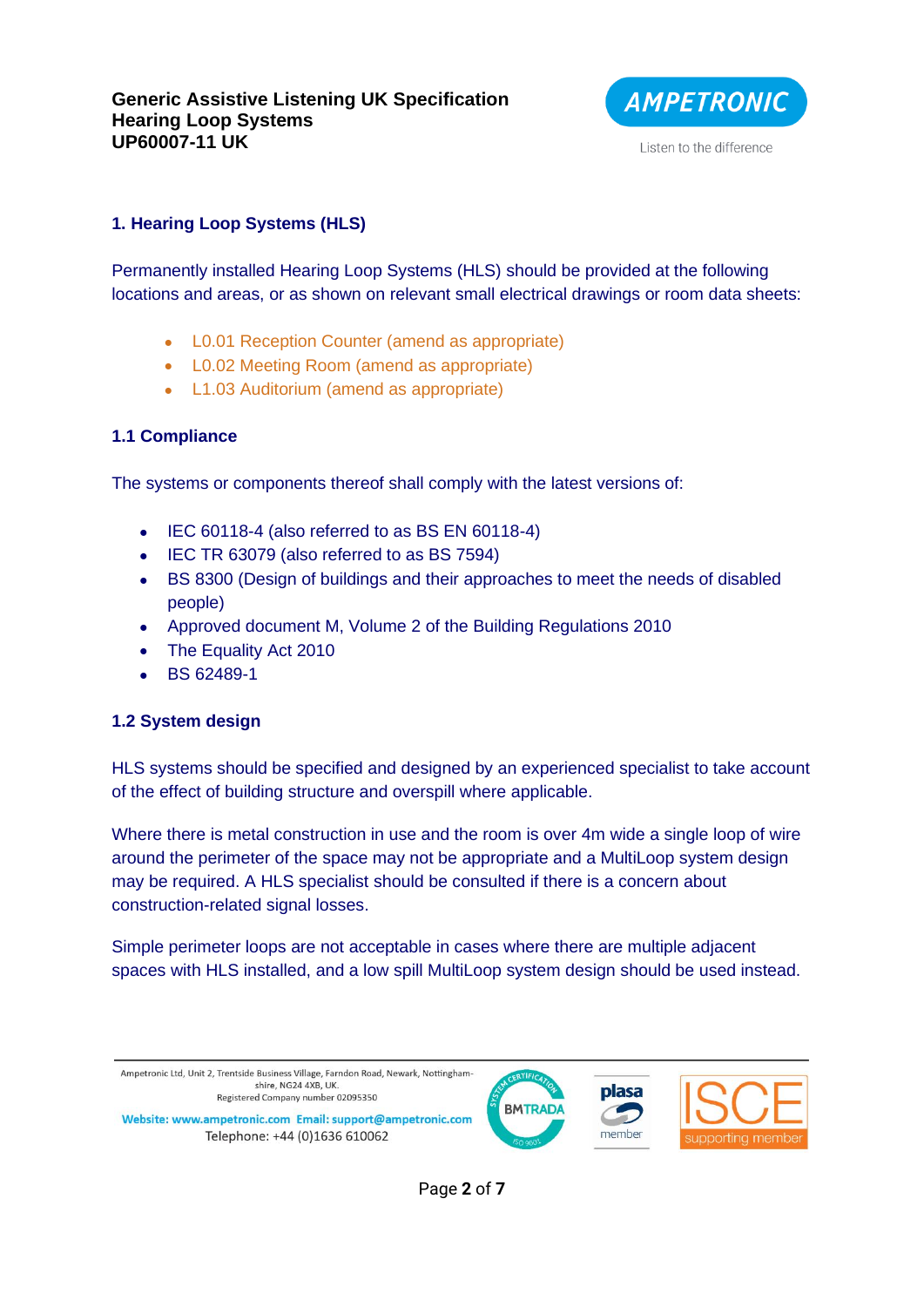## 1. Hearing Loop Systems (HLS)

Permanently installed Hearing Loop Systems (HLS) should be provided at the following locations and areas, or as shown on relevant small electrical drawings or room data sheets:

- L0.01 Reception Counter (amend as appropriate)
- L0.02 Meeting Room (amend as appropriate)
- L1.03 Auditorium (amend as appropriate)

### 1.1 Compliance

The systems or components thereof shall comply with the latest versions of:

- IEC 60118-4 (also referred to as BS EN 60118-4)
- IEC TR 63079 (also referred to as BS 7594)
- BS 8300 (Design of buildings and their approaches to meet the needs of disabled people)
- Approved document M, Volume 2 of the Building Regulations 2010
- The Equality Act 2010
- BS 62489-1

### 1.2 System design

HLS systems should be specified and designed by an experienced specialist to take account of the effect of building structure and overspill where applicable.

Where there is metal construction in use and the room is over 4m wide a single loop of wire around the perimeter of the space may not be appropriate and a MultiLoop system design may be required. A HLS specialist should be consulted if there is a concern about construction-related signal losses.

Simple perimeter loops are not acceptable in cases where there are multiple adjacent spaces with HLS installed, and a low spill MultiLoop system design should be used instead.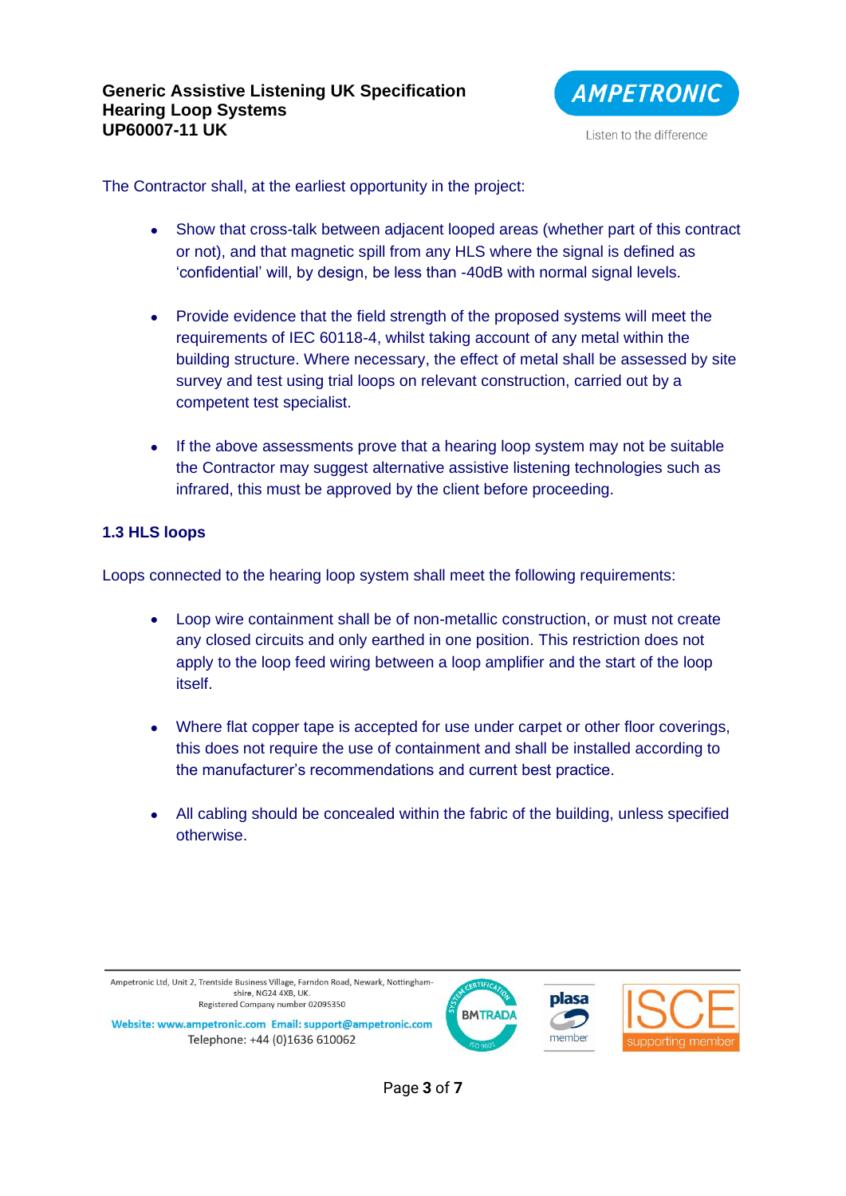The Contractor shall, at the earliest opportunity in the project:

- Show that cross-talk between adjacent looped areas (whether part of this contract or not), and that magnetic spill from any HLS where the signal is defined as 'confidential' will, by design, be less than -40dB with normal signal levels.

- Provide evidence that the field strength of the proposed systems will meet the requirements of IEC 60118-4, whilst taking account of any metal within the building structure. Where necessary, the effect of metal shall be assessed by site survey and test using trial loops on relevant construction, carried out by a competent test specialist.

- If the above assessments prove that a hearing loop system may not be suitable the Contractor may suggest alternative assistive listening technologies such as infrared, this must be approved by the client before proceeding.

### 1.3 HLS loops

Loops connected to the hearing loop system shall meet the following requirements:

- Loop wire containment shall be of non-metallic construction, or must not create any closed circuits and only earthed in one position. This restriction does not apply to the loop feed wiring between a loop amplifier and the start of the loop itself.

- Where flat copper tape is accepted for use under carpet or other floor coverings, this does not require the use of containment and shall be installed according to the manufacturer's recommendations and current best practice.

- All cabling should be concealed within the fabric of the building, unless specified otherwise.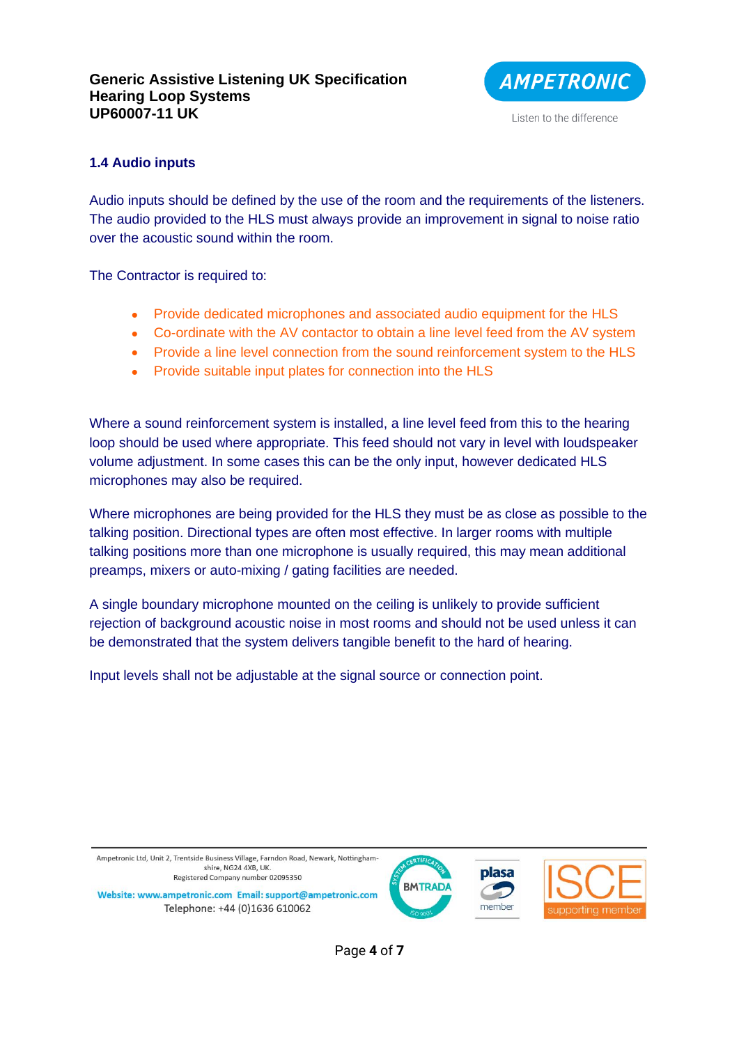### 1.4 Audio inputs

Audio inputs should be defined by the use of the room and the requirements of the listeners. The audio provided to the HLS must always provide an improvement in signal to noise ratio over the acoustic sound within the room.

The Contractor is required to:

- Provide dedicated microphones and associated audio equipment for the HLS
- Co-ordinate with the AV contactor to obtain a line level feed from the AV system
- Provide a line level connection from the sound reinforcement system to the HLS
- Provide suitable input plates for connection into the HLS

Where a sound reinforcement system is installed, a line level feed from this to the hearing loop should be used where appropriate. This feed should not vary in level with loudspeaker volume adjustment. In some cases this can be the only input, however dedicated HLS microphones may also be required.

Where microphones are being provided for the HLS they must be as close as possible to the talking position. Directional types are often most effective. In larger rooms with multiple talking positions more than one microphone is usually required, this may mean additional preamps, mixers or auto-mixing / gating facilities are needed.

A single boundary microphone mounted on the ceiling is unlikely to provide sufficient rejection of background acoustic noise in most rooms and should not be used unless it can be demonstrated that the system delivers tangible benefit to the hard of hearing.

Input levels shall not be adjustable at the signal source or connection point.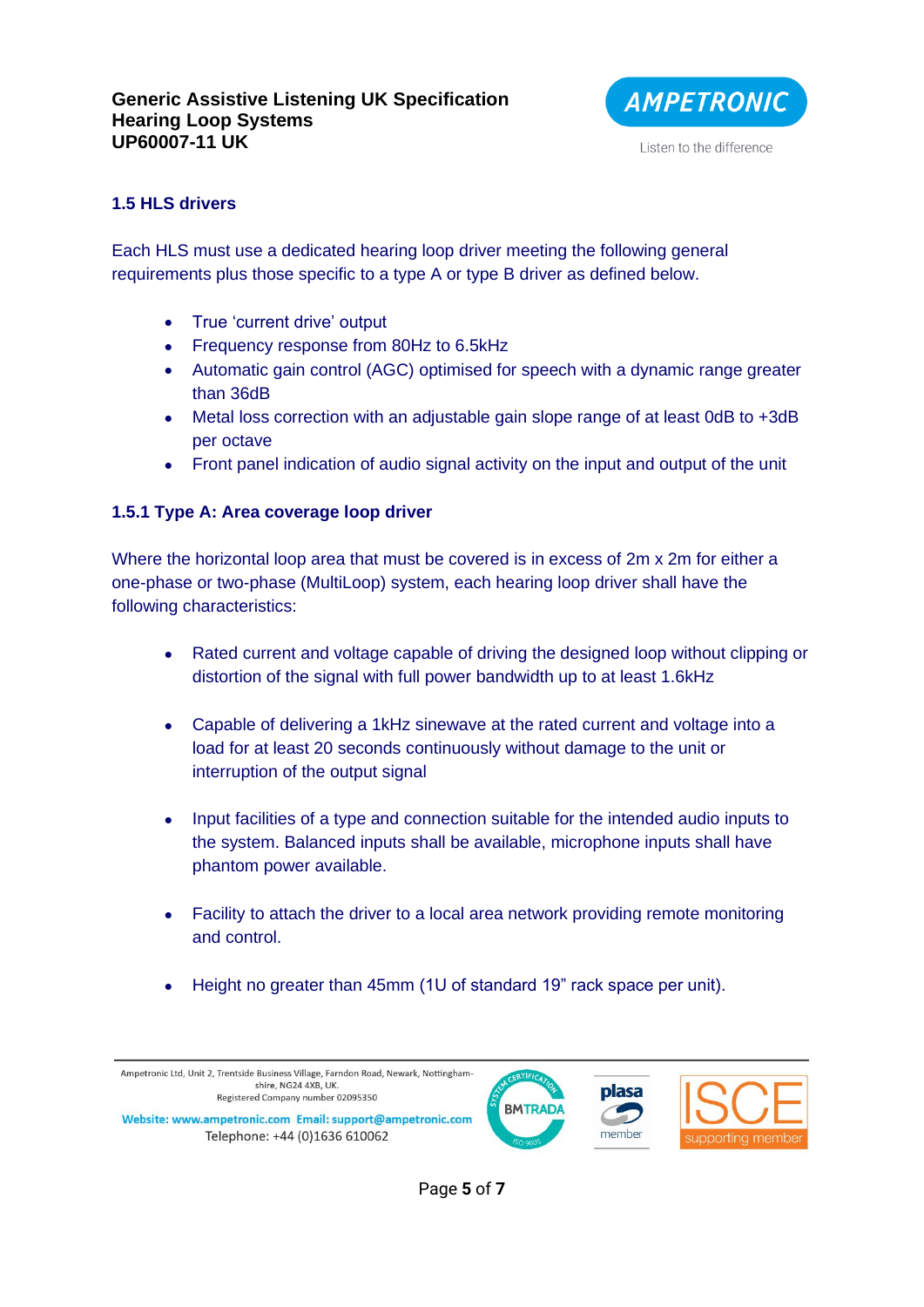### 1.5 HLS drivers

Each HLS must use a dedicated hearing loop driver meeting the following general requirements plus those specific to a type A or type B driver as defined below.

- True 'current drive' output
- Frequency response from 80Hz to 6.5kHz
- Automatic gain control (AGC) optimised for speech with a dynamic range greater than 36dB
- Metal loss correction with an adjustable gain slope range of at least 0dB to +3dB per octave
- Front panel indication of audio signal activity on the input and output of the unit

#### 1.5.1 Type A: Area coverage loop driver

Where the horizontal loop area that must be covered is in excess of 2m x 2m for either a one-phase or two-phase (MultiLoop) system, each hearing loop driver shall have the following characteristics:

- Rated current and voltage capable of driving the designed loop without clipping or distortion of the signal with full power bandwidth up to at least 1.6kHz

- Capable of delivering a 1kHz sinewave at the rated current and voltage into a load for at least 20 seconds continuously without damage to the unit or interruption of the output signal

- Input facilities of a type and connection suitable for the intended audio inputs to the system. Balanced inputs shall be available, microphone inputs shall have phantom power available.

- Facility to attach the driver to a local area network providing remote monitoring and control.

- Height no greater than 45mm (1U of standard 19" rack space per unit).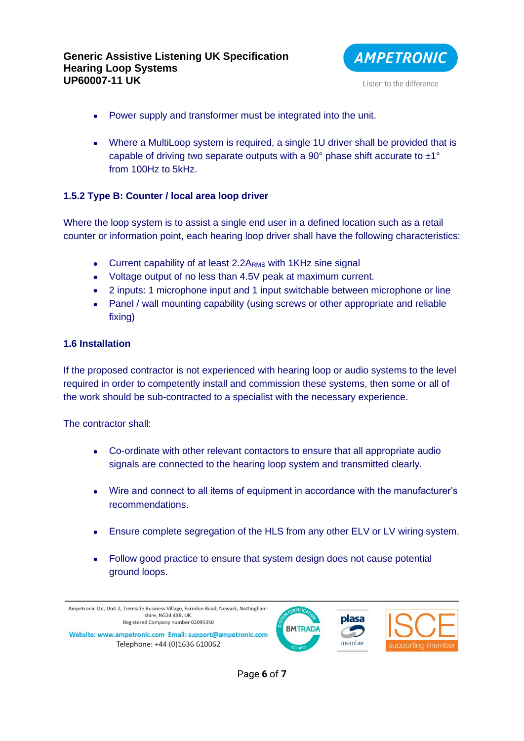- Power supply and transformer must be integrated into the unit.
- Where a MultiLoop system is required, a single 1U driver shall be provided that is capable of driving two separate outputs with a 90° phase shift accurate to ±1° from 100Hz to 5kHz.

### 1.5.2 Type B: Counter / local area loop driver

Where the loop system is to assist a single end user in a defined location such as a retail counter or information point, each hearing loop driver shall have the following characteristics:

- Current capability of at least $2.2A_{RMS}$ with 1KHz sine signal
- Voltage output of no less than 4.5V peak at maximum current.
- 2 inputs: 1 microphone input and 1 input switchable between microphone or line
- Panel / wall mounting capability (using screws or other appropriate and reliable fixing)

### 1.6 Installation

If the proposed contractor is not experienced with hearing loop or audio systems to the level required in order to competently install and commission these systems, then some or all of the work should be sub-contracted to a specialist with the necessary experience.

The contractor shall:

- Co-ordinate with other relevant contactors to ensure that all appropriate audio signals are connected to the hearing loop system and transmitted clearly.
- Wire and connect to all items of equipment in accordance with the manufacturer's recommendations.
- Ensure complete segregation of the HLS from any other ELV or LV wiring system.
- Follow good practice to ensure that system design does not cause potential ground loops.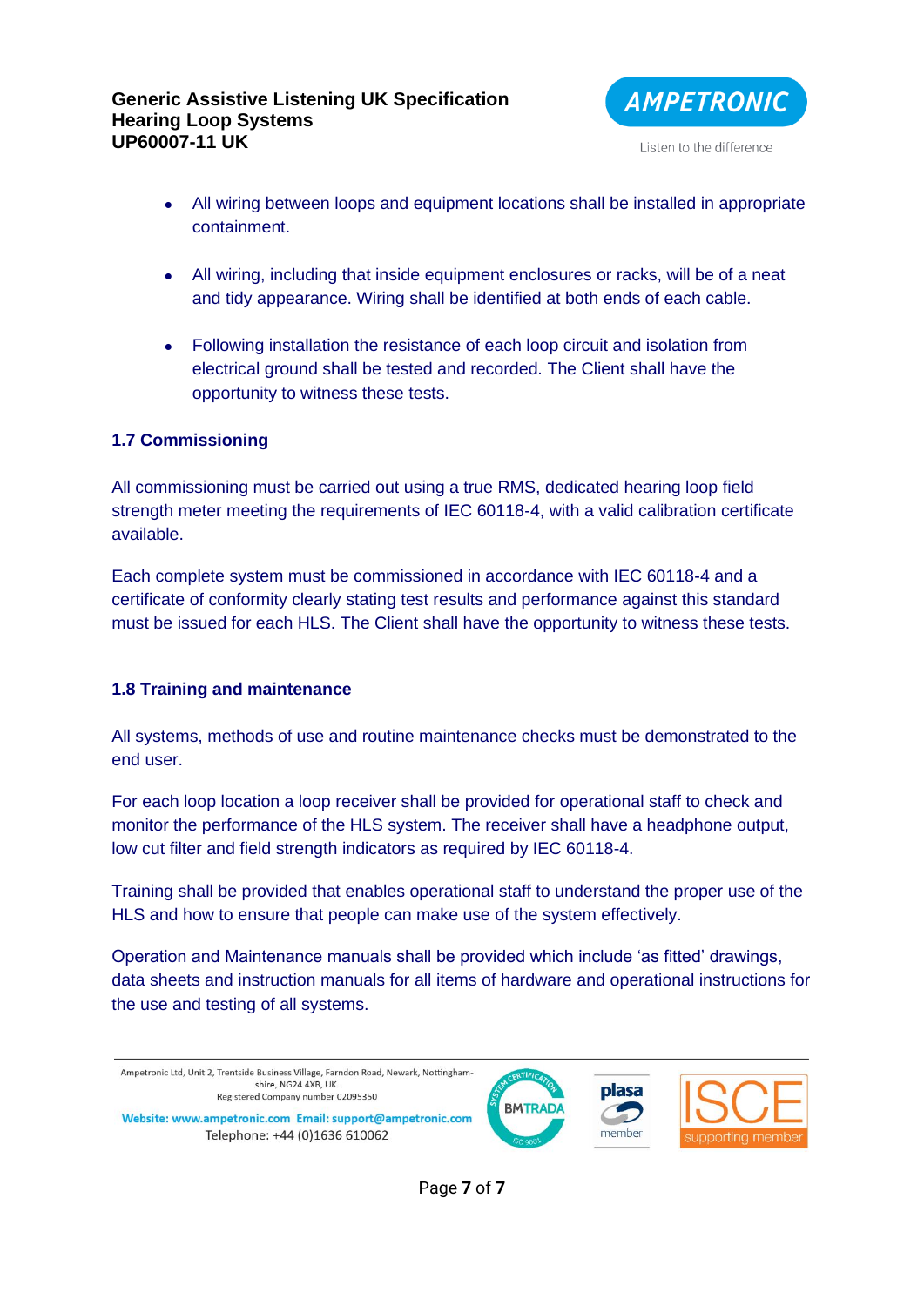- All wiring between loops and equipment locations shall be installed in appropriate containment.

- All wiring, including that inside equipment enclosures or racks, will be of a neat and tidy appearance. Wiring shall be identified at both ends of each cable.

- Following installation the resistance of each loop circuit and isolation from electrical ground shall be tested and recorded. The Client shall have the opportunity to witness these tests.

### 1.7 Commissioning

All commissioning must be carried out using a true RMS, dedicated hearing loop field strength meter meeting the requirements of IEC 60118-4, with a valid calibration certificate available.

Each complete system must be commissioned in accordance with IEC 60118-4 and a certificate of conformity clearly stating test results and performance against this standard must be issued for each HLS. The Client shall have the opportunity to witness these tests.

### 1.8 Training and maintenance

All systems, methods of use and routine maintenance checks must be demonstrated to the end user.

For each loop location a loop receiver shall be provided for operational staff to check and monitor the performance of the HLS system. The receiver shall have a headphone output, low cut filter and field strength indicators as required by IEC 60118-4.

Training shall be provided that enables operational staff to understand the proper use of the HLS and how to ensure that people can make use of the system effectively.

Operation and Maintenance manuals shall be provided which include 'as fitted' drawings, data sheets and instruction manuals for all items of hardware and operational instructions for the use and testing of all systems.